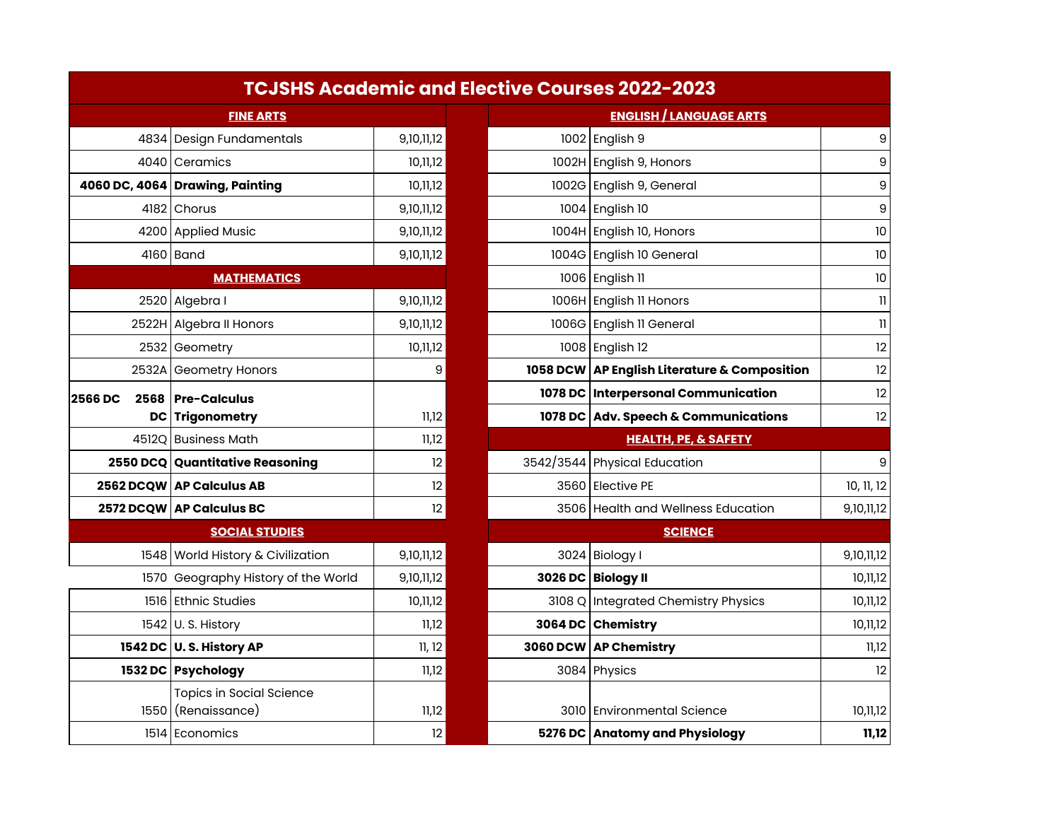# TCJSHS Academic and Elective Courses 2022-2023

## FINE ARTS

| Code | Course | Grades |
|---|---|---|
| 4834 | Design Fundamentals | 9,10,11,12 |
| 4040 | Ceramics | 10,11,12 |
| **4060 DC, 4064** | **Drawing, Painting** | 10,11,12 |
| 4182 | Chorus | 9,10,11,12 |
| 4200 | Applied Music | 9,10,11,12 |
| 4160 | Band | 9,10,11,12 |

## MATHEMATICS

| Code | Course | Grades |
|---|---|---|
| 2520 | Algebra I | 9,10,11,12 |
| 2522H | Algebra II Honors | 9,10,11,12 |
| 2532 | Geometry | 10,11,12 |
| 2532A | Geometry Honors | 9 |
| **2566 DC 2568 DC** | **Pre-Calculus Trigonometry** | 11,12 |
| 4512Q | Business Math | 11,12 |
| **2550 DCQ** | **Quantitative Reasoning** | 12 |
| **2562 DCQW** | **AP Calculus AB** | 12 |
| **2572 DCQW** | **AP Calculus BC** | 12 |

## SOCIAL STUDIES

| Code | Course | Grades |
|---|---|---|
| 1548 | World History & Civilization | 9,10,11,12 |
| 1570 | Geography History of the World | 9,10,11,12 |
| 1516 | Ethnic Studies | 10,11,12 |
| 1542 | U. S. History | 11,12 |
| **1542 DC** | **U. S. History AP** | 11, 12 |
| **1532 DC** | **Psychology** | 11,12 |
| 1550 | Topics in Social Science (Renaissance) | 11,12 |
| 1514 | Economics | 12 |

## ENGLISH / LANGUAGE ARTS

| Code | Course | Grades |
|---|---|---|
| 1002 | English 9 | 9 |
| 1002H | English 9, Honors | 9 |
| 1002G | English 9, General | 9 |
| 1004 | English 10 | 9 |
| 1004H | English 10, Honors | 10 |
| 1004G | English 10 General | 10 |
| 1006 | English 11 | 10 |
| 1006H | English 11 Honors | 11 |
| 1006G | English 11 General | 11 |
| 1008 | English 12 | 12 |
| **1058 DCW** | **AP English Literature & Composition** | 12 |
| **1078 DC** | **Interpersonal Communication** | 12 |
| **1078 DC** | **Adv. Speech & Communications** | 12 |

## HEALTH, PE, & SAFETY

| Code | Course | Grades |
|---|---|---|
| 3542/3544 | Physical Education | 9 |
| 3560 | Elective PE | 10, 11, 12 |
| 3506 | Health and Wellness Education | 9,10,11,12 |

## SCIENCE

| Code | Course | Grades |
|---|---|---|
| 3024 | Biology I | 9,10,11,12 |
| **3026 DC** | **Biology II** | 10,11,12 |
| 3108 Q | Integrated Chemistry Physics | 10,11,12 |
| **3064 DC** | **Chemistry** | 10,11,12 |
| **3060 DCW** | **AP Chemistry** | 11,12 |
| 3084 | Physics | 12 |
| 3010 | Environmental Science | 10,11,12 |
| **5276 DC** | **Anatomy and Physiology** | **11,12** |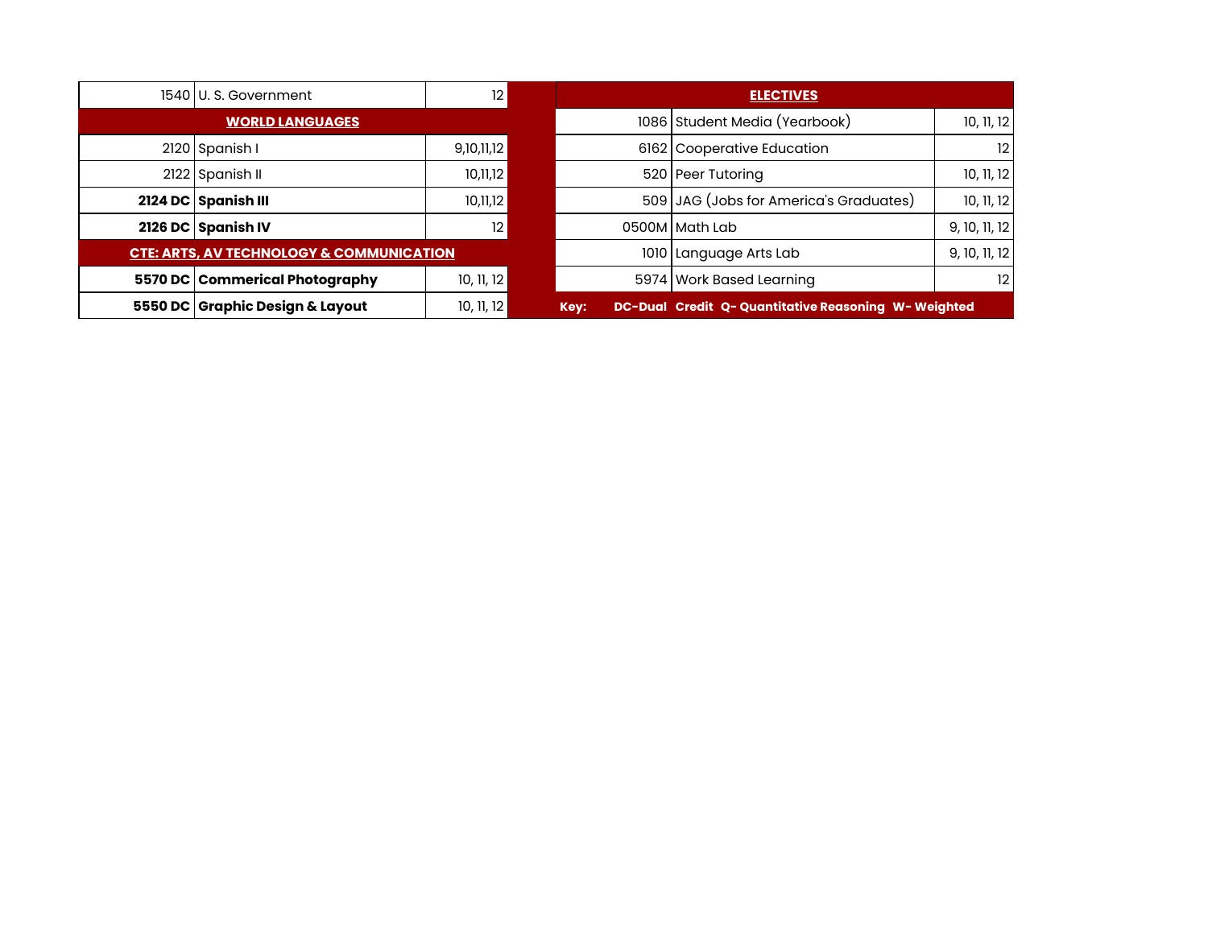| | | |
|---|---|---|
| 1540 | U. S. Government | 12 |
| **WORLD LANGUAGES** | | |
| 2120 | Spanish I | 9,10,11,12 |
| 2122 | Spanish II | 10,11,12 |
| **2124 DC** | **Spanish III** | 10,11,12 |
| **2126 DC** | **Spanish IV** | 12 |
| **CTE: ARTS, AV TECHNOLOGY & COMMUNICATION** | | |
| **5570 DC** | **Commerical Photography** | 10, 11, 12 |
| **5550 DC** | **Graphic Design & Layout** | 10, 11, 12 |

| | | |
|---|---|---|
| **ELECTIVES** | | |
| 1086 | Student Media (Yearbook) | 10, 11, 12 |
| 6162 | Cooperative Education | 12 |
| 520 | Peer Tutoring | 10, 11, 12 |
| 509 | JAG (Jobs for America's Graduates) | 10, 11, 12 |
| 0500M | Math Lab | 9, 10, 11, 12 |
| 1010 | Language Arts Lab | 9, 10, 11, 12 |
| 5974 | Work Based Learning | 12 |

**Key: DC-Dual Credit Q- Quantitative Reasoning W- Weighted**